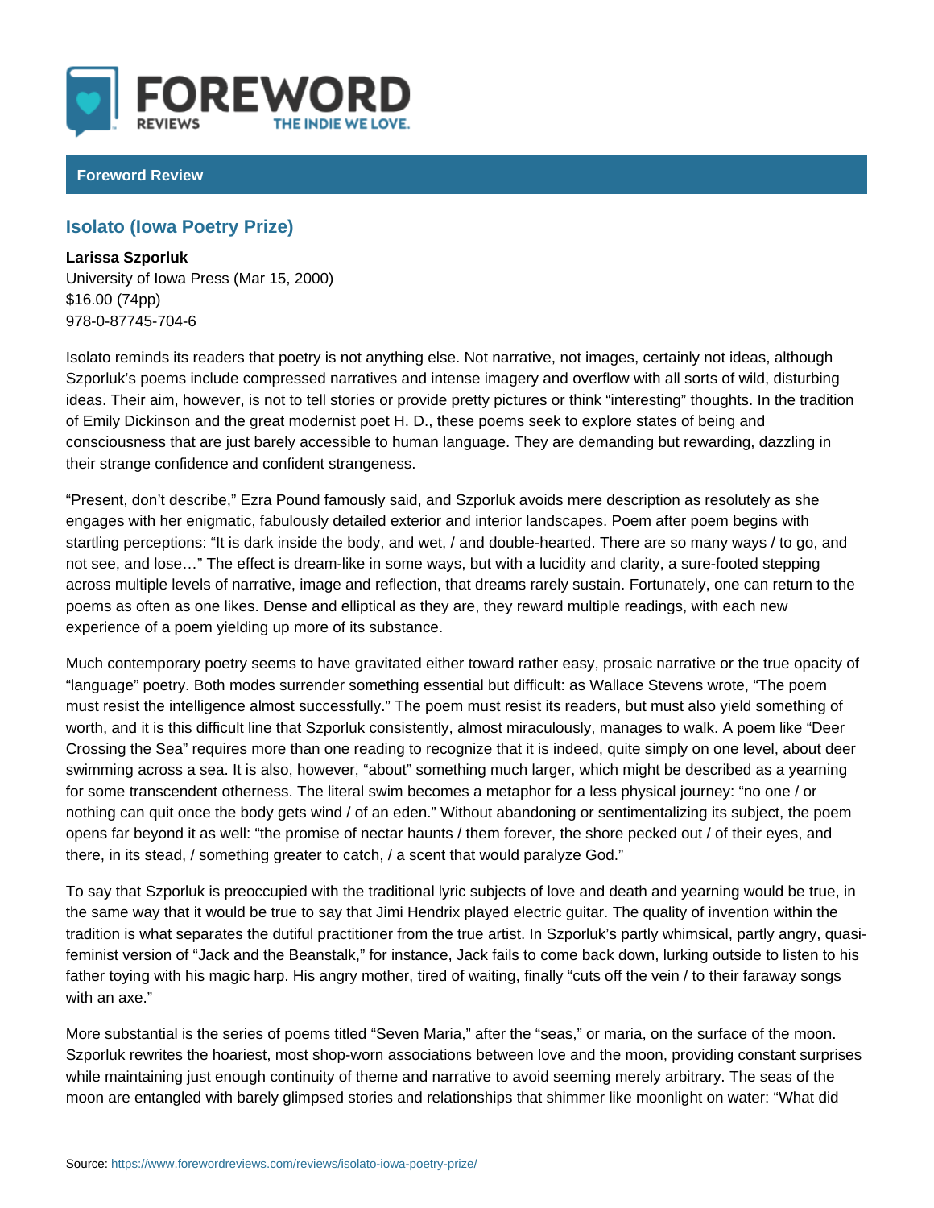# FOREWORD REVIEWS

THE INDIE WE LOVE.

## Foreword Review

## Isolato (Iowa Poetry Prize)

**Larissa Szporluk**
University of Iowa Press (Mar 15, 2000)
$16.00 (74pp)
978-0-87745-704-6

Isolato reminds its readers that poetry is not anything else. Not narrative, not images, certainly not ideas, although Szporluk's poems include compressed narratives and intense imagery and overflow with all sorts of wild, disturbing ideas. Their aim, however, is not to tell stories or provide pretty pictures or think "interesting" thoughts. In the tradition of Emily Dickinson and the great modernist poet H. D., these poems seek to explore states of being and consciousness that are just barely accessible to human language. They are demanding but rewarding, dazzling in their strange confidence and confident strangeness.

"Present, don't describe," Ezra Pound famously said, and Szporluk avoids mere description as resolutely as she engages with her enigmatic, fabulously detailed exterior and interior landscapes. Poem after poem begins with startling perceptions: "It is dark inside the body, and wet, / and double-hearted. There are so many ways / to go, and not see, and lose…" The effect is dream-like in some ways, but with a lucidity and clarity, a sure-footed stepping across multiple levels of narrative, image and reflection, that dreams rarely sustain. Fortunately, one can return to the poems as often as one likes. Dense and elliptical as they are, they reward multiple readings, with each new experience of a poem yielding up more of its substance.

Much contemporary poetry seems to have gravitated either toward rather easy, prosaic narrative or the true opacity of "language" poetry. Both modes surrender something essential but difficult: as Wallace Stevens wrote, "The poem must resist the intelligence almost successfully." The poem must resist its readers, but must also yield something of worth, and it is this difficult line that Szporluk consistently, almost miraculously, manages to walk. A poem like "Deer Crossing the Sea" requires more than one reading to recognize that it is indeed, quite simply on one level, about deer swimming across a sea. It is also, however, "about" something much larger, which might be described as a yearning for some transcendent otherness. The literal swim becomes a metaphor for a less physical journey: "no one / or nothing can quit once the body gets wind / of an eden." Without abandoning or sentimentalizing its subject, the poem opens far beyond it as well: "the promise of nectar haunts / them forever, the shore pecked out / of their eyes, and there, in its stead, / something greater to catch, / a scent that would paralyze God."

To say that Szporluk is preoccupied with the traditional lyric subjects of love and death and yearning would be true, in the same way that it would be true to say that Jimi Hendrix played electric guitar. The quality of invention within the tradition is what separates the dutiful practitioner from the true artist. In Szporluk's partly whimsical, partly angry, quasi-feminist version of "Jack and the Beanstalk," for instance, Jack fails to come back down, lurking outside to listen to his father toying with his magic harp. His angry mother, tired of waiting, finally "cuts off the vein / to their faraway songs with an axe."

More substantial is the series of poems titled "Seven Maria," after the "seas," or maria, on the surface of the moon. Szporluk rewrites the hoariest, most shop-worn associations between love and the moon, providing constant surprises while maintaining just enough continuity of theme and narrative to avoid seeming merely arbitrary. The seas of the moon are entangled with barely glimpsed stories and relationships that shimmer like moonlight on water: "What did

Source: https://www.forewordreviews.com/reviews/isolato-iowa-poetry-prize/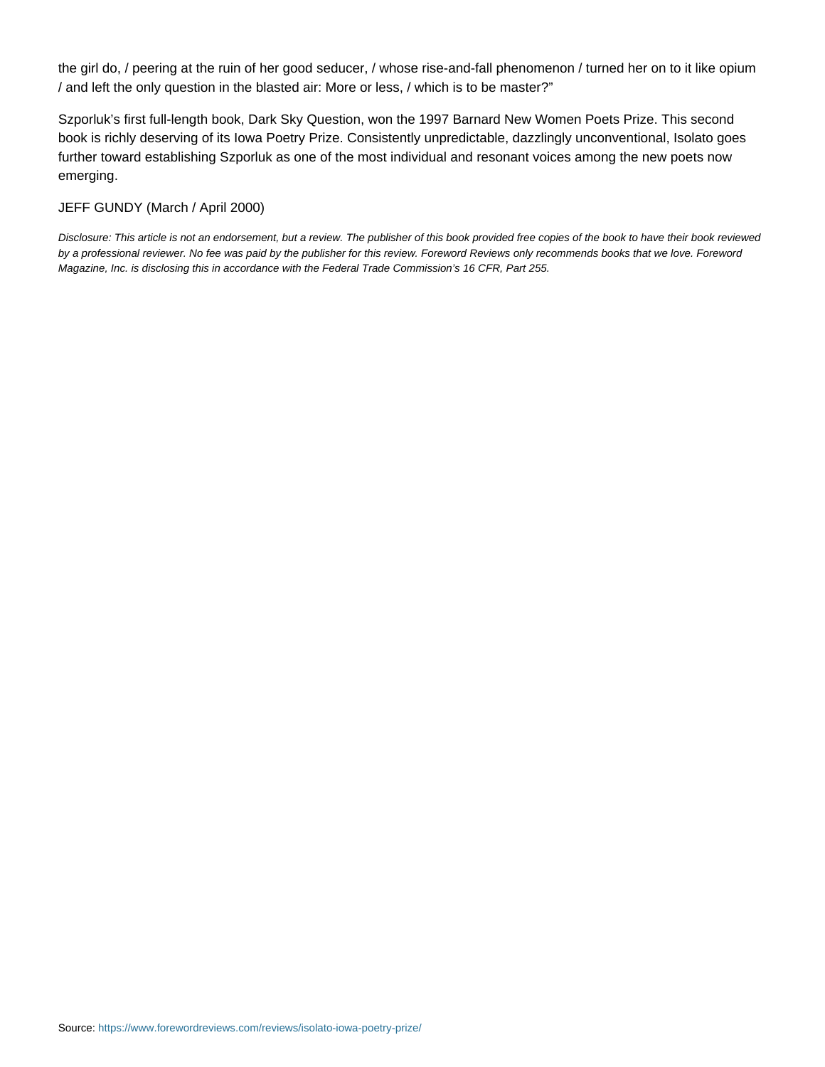the girl do, / peering at the ruin of her good seducer, / whose rise-and-fall phenomenon / turned her on to it like opium / and left the only question in the blasted air: More or less, / which is to be master?"

Szporluk's first full-length book, Dark Sky Question, won the 1997 Barnard New Women Poets Prize. This second book is richly deserving of its Iowa Poetry Prize. Consistently unpredictable, dazzlingly unconventional, Isolato goes further toward establishing Szporluk as one of the most individual and resonant voices among the new poets now emerging.

JEFF GUNDY (March / April 2000)

*Disclosure: This article is not an endorsement, but a review. The publisher of this book provided free copies of the book to have their book reviewed by a professional reviewer. No fee was paid by the publisher for this review. Foreword Reviews only recommends books that we love. Foreword Magazine, Inc. is disclosing this in accordance with the Federal Trade Commission's 16 CFR, Part 255.*

Source: https://www.forewordreviews.com/reviews/isolato-iowa-poetry-prize/